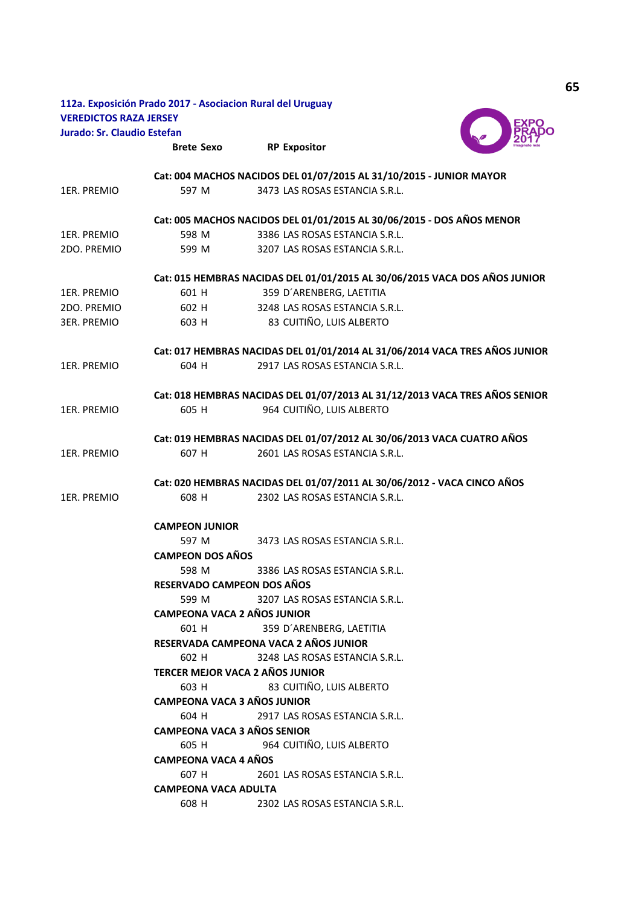**112a. Exposición Prado 2017 - Asociacion Rural del Uruguay**
**VEREDICTOS RAZA JERSEY**
**Jurado: Sr. Claudio Estefan**

| | Brete | Sexo | RP | Expositor |
|---|---|---|---|---|
| | **Cat: 004 MACHOS NACIDOS DEL 01/07/2015 AL 31/10/2015 - JUNIOR MAYOR** | | | |
| 1ER. PREMIO | 597 | M | 3473 | LAS ROSAS ESTANCIA S.R.L. |
| | **Cat: 005 MACHOS NACIDOS DEL 01/01/2015 AL 30/06/2015 - DOS AÑOS MENOR** | | | |
| 1ER. PREMIO | 598 | M | 3386 | LAS ROSAS ESTANCIA S.R.L. |
| 2DO. PREMIO | 599 | M | 3207 | LAS ROSAS ESTANCIA S.R.L. |
| | **Cat: 015 HEMBRAS NACIDAS DEL 01/01/2015 AL 30/06/2015 VACA DOS AÑOS JUNIOR** | | | |
| 1ER. PREMIO | 601 | H | 359 | D´ARENBERG, LAETITIA |
| 2DO. PREMIO | 602 | H | 3248 | LAS ROSAS ESTANCIA S.R.L. |
| 3ER. PREMIO | 603 | H | 83 | CUITIÑO, LUIS ALBERTO |
| | **Cat: 017 HEMBRAS NACIDAS DEL 01/01/2014 AL 31/06/2014 VACA TRES AÑOS JUNIOR** | | | |
| 1ER. PREMIO | 604 | H | 2917 | LAS ROSAS ESTANCIA S.R.L. |
| | **Cat: 018 HEMBRAS NACIDAS DEL 01/07/2013 AL 31/12/2013 VACA TRES AÑOS SENIOR** | | | |
| 1ER. PREMIO | 605 | H | 964 | CUITIÑO, LUIS ALBERTO |
| | **Cat: 019 HEMBRAS NACIDAS DEL 01/07/2012 AL 30/06/2013 VACA CUATRO AÑOS** | | | |
| 1ER. PREMIO | 607 | H | 2601 | LAS ROSAS ESTANCIA S.R.L. |
| | **Cat: 020 HEMBRAS NACIDAS DEL 01/07/2011 AL 30/06/2012 - VACA CINCO AÑOS** | | | |
| 1ER. PREMIO | 608 | H | 2302 | LAS ROSAS ESTANCIA S.R.L. |

**CAMPEON JUNIOR**
597 M 3473 LAS ROSAS ESTANCIA S.R.L.

**CAMPEON DOS AÑOS**
598 M 3386 LAS ROSAS ESTANCIA S.R.L.

**RESERVADO CAMPEON DOS AÑOS**
599 M 3207 LAS ROSAS ESTANCIA S.R.L.

**CAMPEONA VACA 2 AÑOS JUNIOR**
601 H 359 D´ARENBERG, LAETITIA

**RESERVADA CAMPEONA VACA 2 AÑOS JUNIOR**
602 H 3248 LAS ROSAS ESTANCIA S.R.L.

**TERCER MEJOR VACA 2 AÑOS JUNIOR**
603 H 83 CUITIÑO, LUIS ALBERTO

**CAMPEONA VACA 3 AÑOS JUNIOR**
604 H 2917 LAS ROSAS ESTANCIA S.R.L.

**CAMPEONA VACA 3 AÑOS SENIOR**
605 H 964 CUITIÑO, LUIS ALBERTO

**CAMPEONA VACA 4 AÑOS**
607 H 2601 LAS ROSAS ESTANCIA S.R.L.

**CAMPEONA VACA ADULTA**
608 H 2302 LAS ROSAS ESTANCIA S.R.L.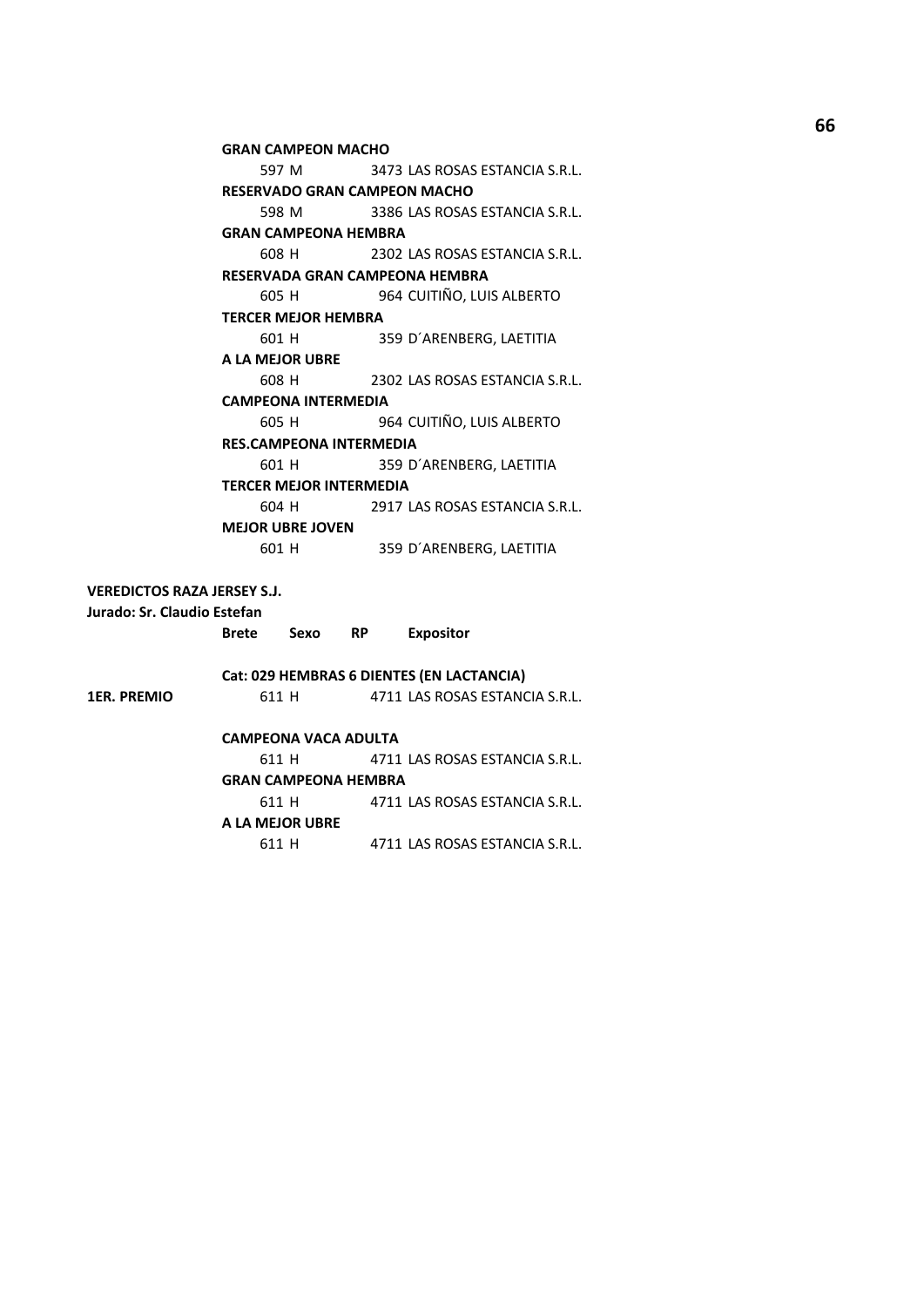**GRAN CAMPEON MACHO**

597 M 3473 LAS ROSAS ESTANCIA S.R.L.

**RESERVADO GRAN CAMPEON MACHO**

598 M 3386 LAS ROSAS ESTANCIA S.R.L.

**GRAN CAMPEONA HEMBRA**

608 H 2302 LAS ROSAS ESTANCIA S.R.L.

**RESERVADA GRAN CAMPEONA HEMBRA**

605 H 964 CUITIÑO, LUIS ALBERTO

**TERCER MEJOR HEMBRA**

601 H 359 D´ARENBERG, LAETITIA

**A LA MEJOR UBRE**

608 H 2302 LAS ROSAS ESTANCIA S.R.L.

**CAMPEONA INTERMEDIA**

605 H 964 CUITIÑO, LUIS ALBERTO

**RES.CAMPEONA INTERMEDIA**

601 H 359 D´ARENBERG, LAETITIA

**TERCER MEJOR INTERMEDIA**

604 H 2917 LAS ROSAS ESTANCIA S.R.L.

**MEJOR UBRE JOVEN**

601 H 359 D´ARENBERG, LAETITIA

**VEREDICTOS RAZA JERSEY S.J.**

**Jurado: Sr. Claudio Estefan**

| | Brete | Sexo | RP | Expositor |
|---|---|---|---|---|
| | **Cat: 029 HEMBRAS 6 DIENTES (EN LACTANCIA)** | | | |
| **1ER. PREMIO** | 611 | H | 4711 | LAS ROSAS ESTANCIA S.R.L. |

**CAMPEONA VACA ADULTA**

611 H 4711 LAS ROSAS ESTANCIA S.R.L.

**GRAN CAMPEONA HEMBRA**

611 H 4711 LAS ROSAS ESTANCIA S.R.L.

**A LA MEJOR UBRE**

611 H 4711 LAS ROSAS ESTANCIA S.R.L.